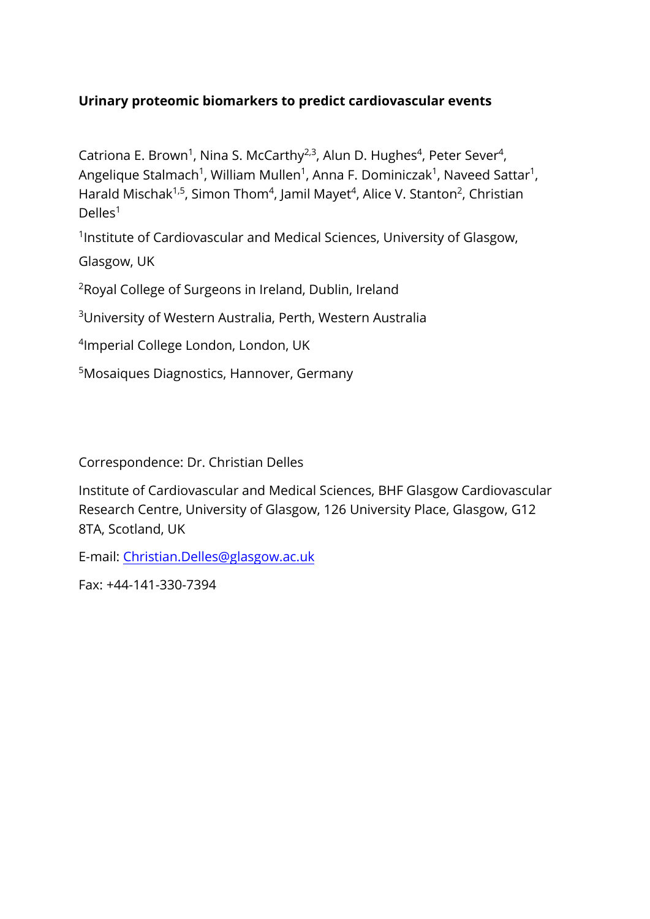**Urinary proteomic biomarkers to predict cardiovascular events**

Catriona E. Brown[1], Nina S. McCarthy[2,3], Alun D. Hughes[4], Peter Sever[4], Angelique Stalmach[1], William Mullen[1], Anna F. Dominiczak[1], Naveed Sattar[1], Harald Mischak[1,5], Simon Thom[4], Jamil Mayet[4], Alice V. Stanton[2], Christian Delles[1]

[1]Institute of Cardiovascular and Medical Sciences, University of Glasgow, Glasgow, UK

[2]Royal College of Surgeons in Ireland, Dublin, Ireland

[3]University of Western Australia, Perth, Western Australia

[4]Imperial College London, London, UK

[5]Mosaiques Diagnostics, Hannover, Germany

Correspondence: Dr. Christian Delles

Institute of Cardiovascular and Medical Sciences, BHF Glasgow Cardiovascular Research Centre, University of Glasgow, 126 University Place, Glasgow, G12 8TA, Scotland, UK

E-mail: Christian.Delles@glasgow.ac.uk

Fax: +44-141-330-7394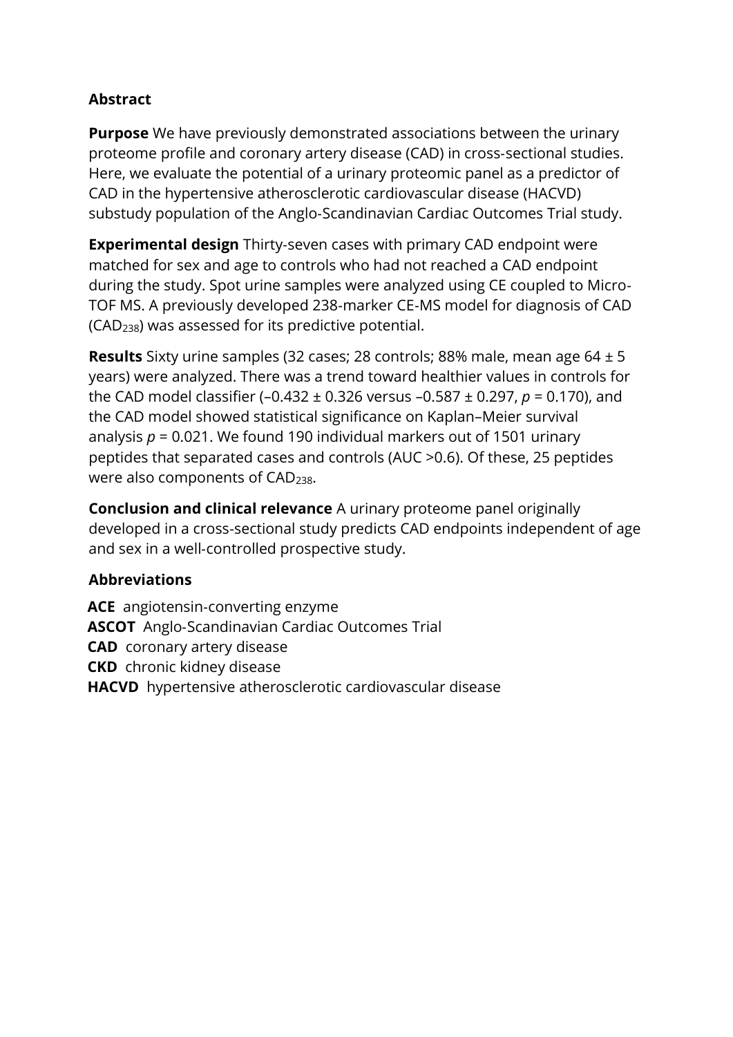## Abstract

**Purpose** We have previously demonstrated associations between the urinary proteome profile and coronary artery disease (CAD) in cross-sectional studies. Here, we evaluate the potential of a urinary proteomic panel as a predictor of CAD in the hypertensive atherosclerotic cardiovascular disease (HACVD) substudy population of the Anglo-Scandinavian Cardiac Outcomes Trial study.

**Experimental design** Thirty-seven cases with primary CAD endpoint were matched for sex and age to controls who had not reached a CAD endpoint during the study. Spot urine samples were analyzed using CE coupled to Micro-TOF MS. A previously developed 238-marker CE-MS model for diagnosis of CAD ($CAD_{238}$) was assessed for its predictive potential.

**Results** Sixty urine samples (32 cases; 28 controls; 88% male, mean age 64 ± 5 years) were analyzed. There was a trend toward healthier values in controls for the CAD model classifier (–0.432 ± 0.326 versus –0.587 ± 0.297, $p = 0.170$), and the CAD model showed statistical significance on Kaplan–Meier survival analysis $p = 0.021$. We found 190 individual markers out of 1501 urinary peptides that separated cases and controls (AUC >0.6). Of these, 25 peptides were also components of $CAD_{238}$.

**Conclusion and clinical relevance** A urinary proteome panel originally developed in a cross-sectional study predicts CAD endpoints independent of age and sex in a well-controlled prospective study.

## Abbreviations

**ACE** angiotensin-converting enzyme
**ASCOT** Anglo-Scandinavian Cardiac Outcomes Trial
**CAD** coronary artery disease
**CKD** chronic kidney disease
**HACVD** hypertensive atherosclerotic cardiovascular disease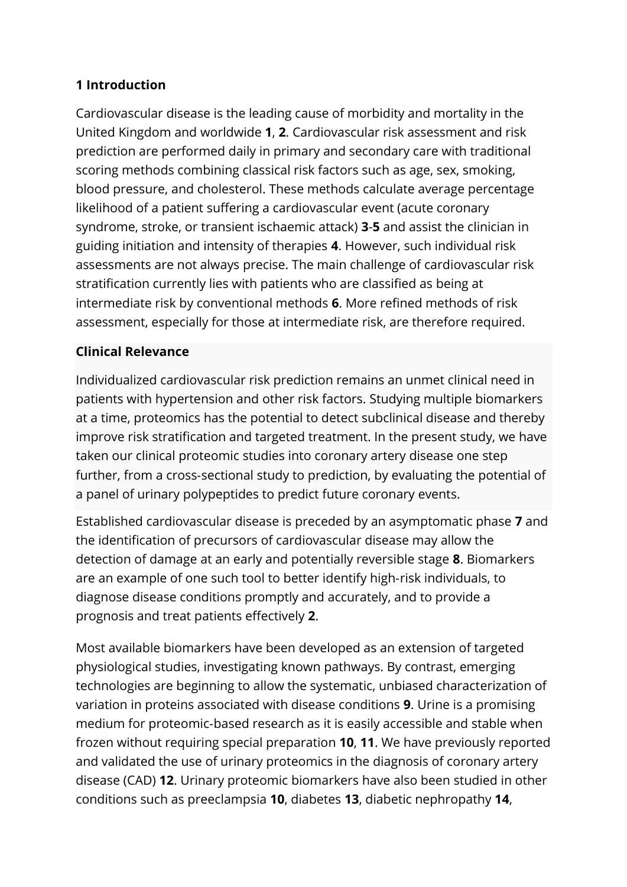## 1 Introduction

Cardiovascular disease is the leading cause of morbidity and mortality in the United Kingdom and worldwide **1**, **2**. Cardiovascular risk assessment and risk prediction are performed daily in primary and secondary care with traditional scoring methods combining classical risk factors such as age, sex, smoking, blood pressure, and cholesterol. These methods calculate average percentage likelihood of a patient suffering a cardiovascular event (acute coronary syndrome, stroke, or transient ischaemic attack) **3**-**5** and assist the clinician in guiding initiation and intensity of therapies **4**. However, such individual risk assessments are not always precise. The main challenge of cardiovascular risk stratification currently lies with patients who are classified as being at intermediate risk by conventional methods **6**. More refined methods of risk assessment, especially for those at intermediate risk, are therefore required.

### Clinical Relevance

Individualized cardiovascular risk prediction remains an unmet clinical need in patients with hypertension and other risk factors. Studying multiple biomarkers at a time, proteomics has the potential to detect subclinical disease and thereby improve risk stratification and targeted treatment. In the present study, we have taken our clinical proteomic studies into coronary artery disease one step further, from a cross-sectional study to prediction, by evaluating the potential of a panel of urinary polypeptides to predict future coronary events.

Established cardiovascular disease is preceded by an asymptomatic phase **7** and the identification of precursors of cardiovascular disease may allow the detection of damage at an early and potentially reversible stage **8**. Biomarkers are an example of one such tool to better identify high-risk individuals, to diagnose disease conditions promptly and accurately, and to provide a prognosis and treat patients effectively **2**.

Most available biomarkers have been developed as an extension of targeted physiological studies, investigating known pathways. By contrast, emerging technologies are beginning to allow the systematic, unbiased characterization of variation in proteins associated with disease conditions **9**. Urine is a promising medium for proteomic-based research as it is easily accessible and stable when frozen without requiring special preparation **10**, **11**. We have previously reported and validated the use of urinary proteomics in the diagnosis of coronary artery disease (CAD) **12**. Urinary proteomic biomarkers have also been studied in other conditions such as preeclampsia **10**, diabetes **13**, diabetic nephropathy **14**,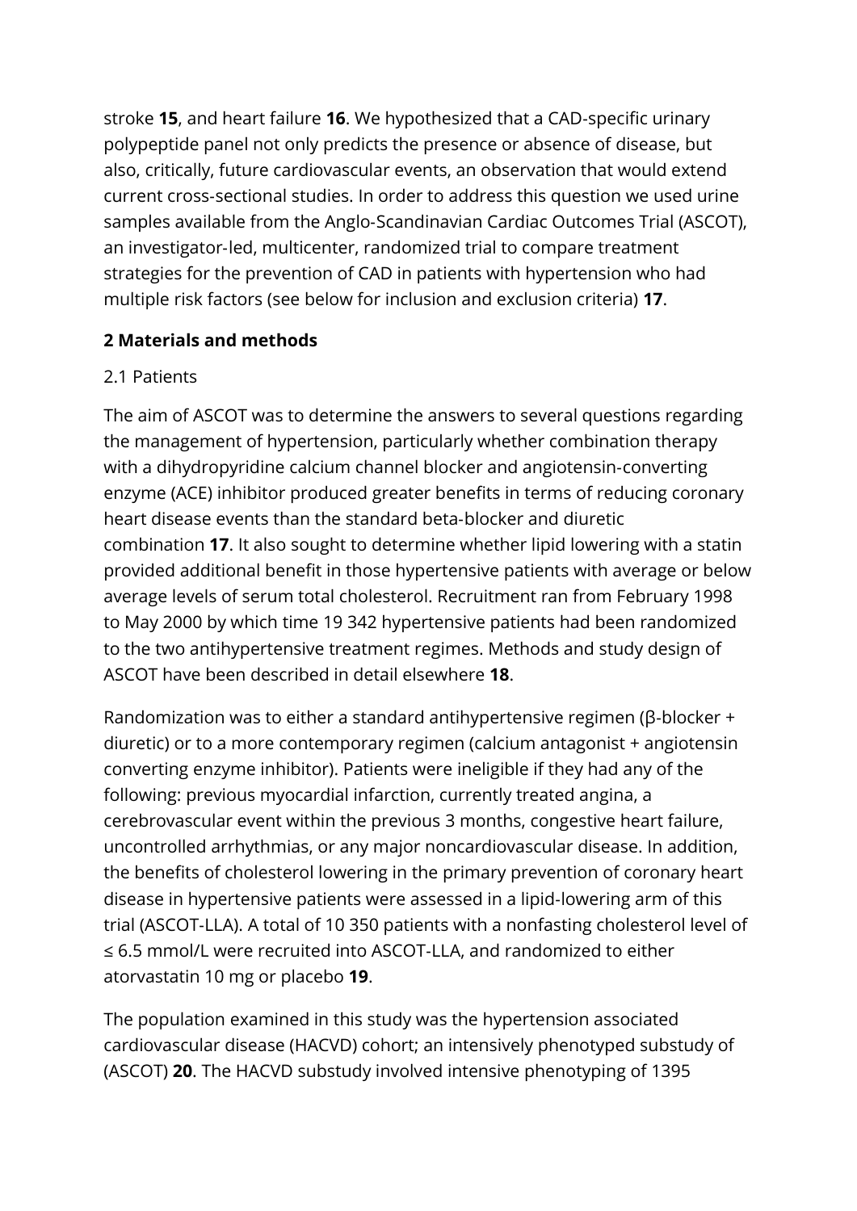stroke [15], and heart failure [16]. We hypothesized that a CAD-specific urinary polypeptide panel not only predicts the presence or absence of disease, but also, critically, future cardiovascular events, an observation that would extend current cross-sectional studies. In order to address this question we used urine samples available from the Anglo-Scandinavian Cardiac Outcomes Trial (ASCOT), an investigator-led, multicenter, randomized trial to compare treatment strategies for the prevention of CAD in patients with hypertension who had multiple risk factors (see below for inclusion and exclusion criteria) [17].

## 2 Materials and methods

### 2.1 Patients

The aim of ASCOT was to determine the answers to several questions regarding the management of hypertension, particularly whether combination therapy with a dihydropyridine calcium channel blocker and angiotensin-converting enzyme (ACE) inhibitor produced greater benefits in terms of reducing coronary heart disease events than the standard beta-blocker and diuretic combination [17]. It also sought to determine whether lipid lowering with a statin provided additional benefit in those hypertensive patients with average or below average levels of serum total cholesterol. Recruitment ran from February 1998 to May 2000 by which time 19 342 hypertensive patients had been randomized to the two antihypertensive treatment regimes. Methods and study design of ASCOT have been described in detail elsewhere [18].

Randomization was to either a standard antihypertensive regimen (β-blocker + diuretic) or to a more contemporary regimen (calcium antagonist + angiotensin converting enzyme inhibitor). Patients were ineligible if they had any of the following: previous myocardial infarction, currently treated angina, a cerebrovascular event within the previous 3 months, congestive heart failure, uncontrolled arrhythmias, or any major noncardiovascular disease. In addition, the benefits of cholesterol lowering in the primary prevention of coronary heart disease in hypertensive patients were assessed in a lipid-lowering arm of this trial (ASCOT-LLA). A total of 10 350 patients with a nonfasting cholesterol level of ≤ 6.5 mmol/L were recruited into ASCOT-LLA, and randomized to either atorvastatin 10 mg or placebo [19].

The population examined in this study was the hypertension associated cardiovascular disease (HACVD) cohort; an intensively phenotyped substudy of (ASCOT) [20]. The HACVD substudy involved intensive phenotyping of 1395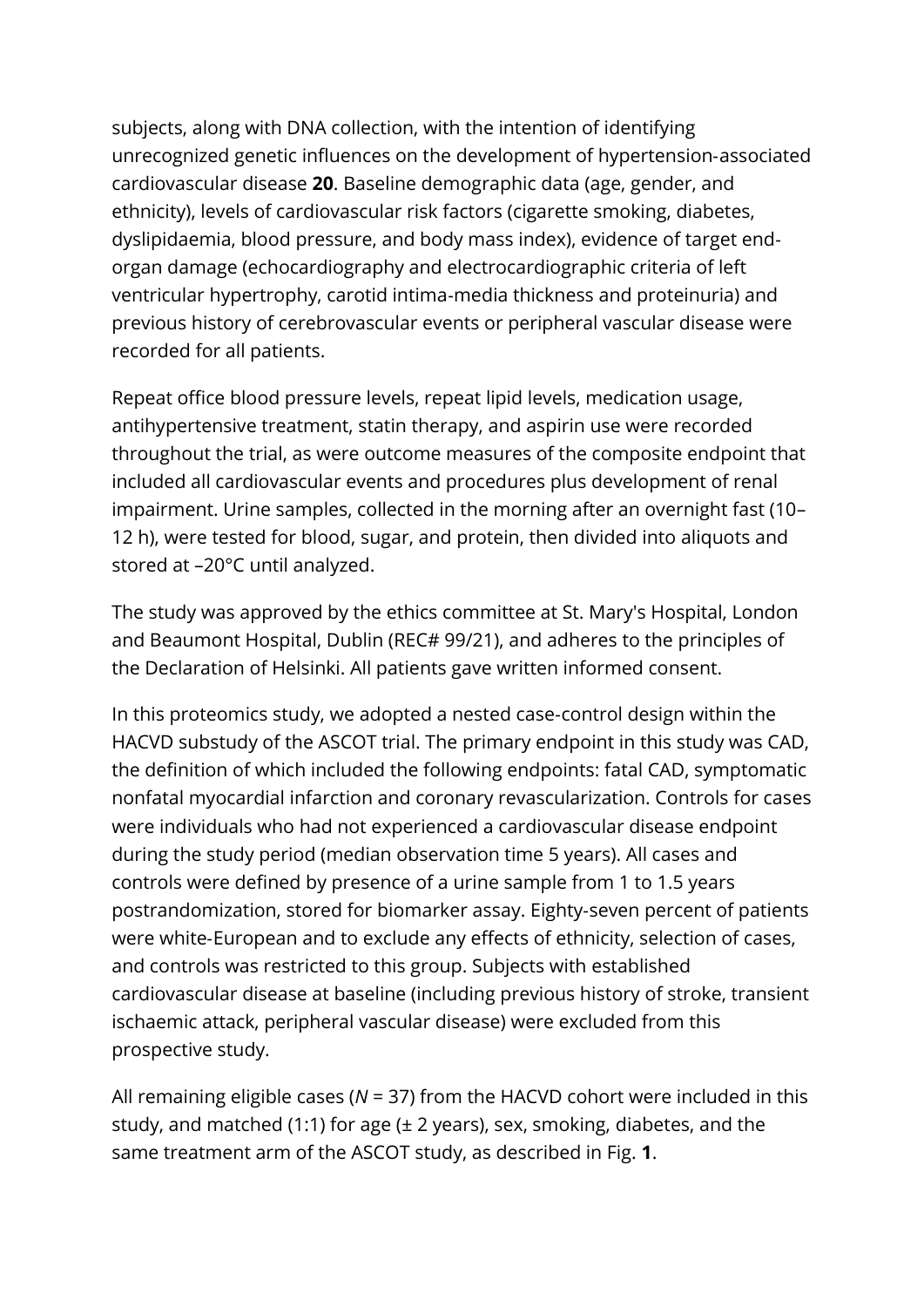subjects, along with DNA collection, with the intention of identifying unrecognized genetic influences on the development of hypertension-associated cardiovascular disease **20**. Baseline demographic data (age, gender, and ethnicity), levels of cardiovascular risk factors (cigarette smoking, diabetes, dyslipidaemia, blood pressure, and body mass index), evidence of target end-organ damage (echocardiography and electrocardiographic criteria of left ventricular hypertrophy, carotid intima-media thickness and proteinuria) and previous history of cerebrovascular events or peripheral vascular disease were recorded for all patients.

Repeat office blood pressure levels, repeat lipid levels, medication usage, antihypertensive treatment, statin therapy, and aspirin use were recorded throughout the trial, as were outcome measures of the composite endpoint that included all cardiovascular events and procedures plus development of renal impairment. Urine samples, collected in the morning after an overnight fast (10–12 h), were tested for blood, sugar, and protein, then divided into aliquots and stored at –20°C until analyzed.

The study was approved by the ethics committee at St. Mary's Hospital, London and Beaumont Hospital, Dublin (REC# 99/21), and adheres to the principles of the Declaration of Helsinki. All patients gave written informed consent.

In this proteomics study, we adopted a nested case-control design within the HACVD substudy of the ASCOT trial. The primary endpoint in this study was CAD, the definition of which included the following endpoints: fatal CAD, symptomatic nonfatal myocardial infarction and coronary revascularization. Controls for cases were individuals who had not experienced a cardiovascular disease endpoint during the study period (median observation time 5 years). All cases and controls were defined by presence of a urine sample from 1 to 1.5 years postrandomization, stored for biomarker assay. Eighty-seven percent of patients were white-European and to exclude any effects of ethnicity, selection of cases, and controls was restricted to this group. Subjects with established cardiovascular disease at baseline (including previous history of stroke, transient ischaemic attack, peripheral vascular disease) were excluded from this prospective study.

All remaining eligible cases ($N$ = 37) from the HACVD cohort were included in this study, and matched (1:1) for age (± 2 years), sex, smoking, diabetes, and the same treatment arm of the ASCOT study, as described in Fig. **1**.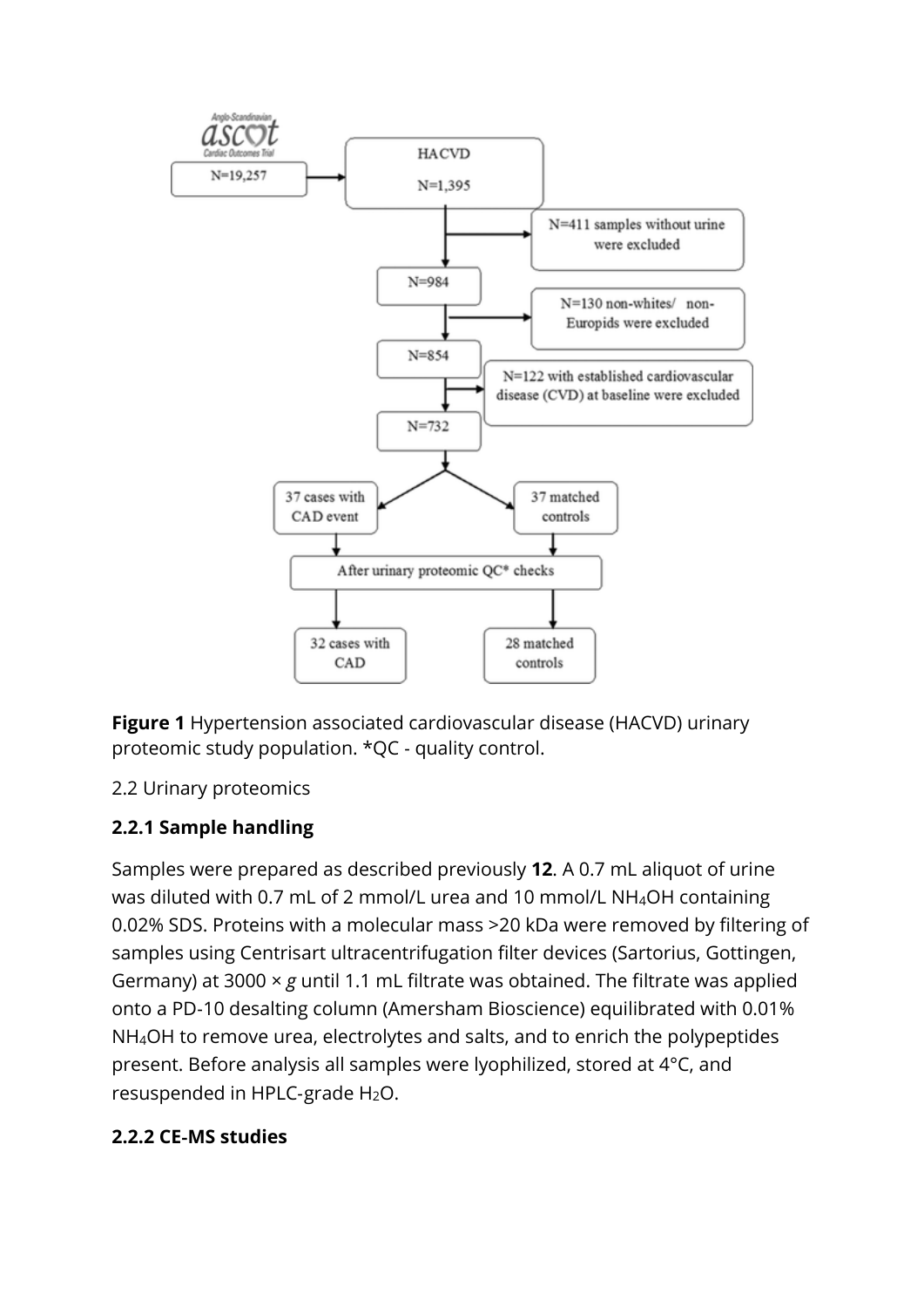**Figure 1** Hypertension associated cardiovascular disease (HACVD) urinary proteomic study population. *QC - quality control.

2.2 Urinary proteomics

### 2.2.1 Sample handling

Samples were prepared as described previously **12**. A 0.7 mL aliquot of urine was diluted with 0.7 mL of 2 mmol/L urea and 10 mmol/L $NH_4OH$ containing 0.02% SDS. Proteins with a molecular mass >20 kDa were removed by filtering of samples using Centrisart ultracentrifugation filter devices (Sartorius, Gottingen, Germany) at 3000 × *g* until 1.1 mL filtrate was obtained. The filtrate was applied onto a PD-10 desalting column (Amersham Bioscience) equilibrated with 0.01% $NH_4OH$ to remove urea, electrolytes and salts, and to enrich the polypeptides present. Before analysis all samples were lyophilized, stored at 4°C, and resuspended in HPLC-grade $H_2O$.

### 2.2.2 CE-MS studies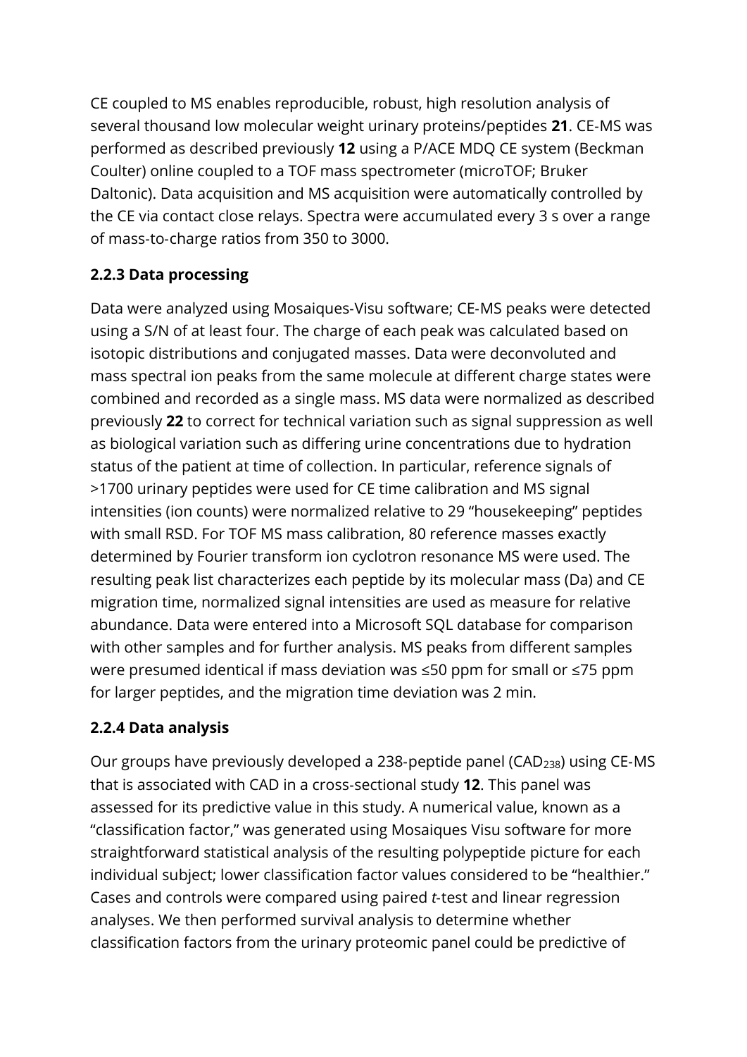CE coupled to MS enables reproducible, robust, high resolution analysis of several thousand low molecular weight urinary proteins/peptides **21**. CE-MS was performed as described previously **12** using a P/ACE MDQ CE system (Beckman Coulter) online coupled to a TOF mass spectrometer (microTOF; Bruker Daltonic). Data acquisition and MS acquisition were automatically controlled by the CE via contact close relays. Spectra were accumulated every 3 s over a range of mass-to-charge ratios from 350 to 3000.

### 2.2.3 Data processing

Data were analyzed using Mosaiques-Visu software; CE-MS peaks were detected using a S/N of at least four. The charge of each peak was calculated based on isotopic distributions and conjugated masses. Data were deconvoluted and mass spectral ion peaks from the same molecule at different charge states were combined and recorded as a single mass. MS data were normalized as described previously **22** to correct for technical variation such as signal suppression as well as biological variation such as differing urine concentrations due to hydration status of the patient at time of collection. In particular, reference signals of >1700 urinary peptides were used for CE time calibration and MS signal intensities (ion counts) were normalized relative to 29 "housekeeping" peptides with small RSD. For TOF MS mass calibration, 80 reference masses exactly determined by Fourier transform ion cyclotron resonance MS were used. The resulting peak list characterizes each peptide by its molecular mass (Da) and CE migration time, normalized signal intensities are used as measure for relative abundance. Data were entered into a Microsoft SQL database for comparison with other samples and for further analysis. MS peaks from different samples were presumed identical if mass deviation was ≤50 ppm for small or ≤75 ppm for larger peptides, and the migration time deviation was 2 min.

### 2.2.4 Data analysis

Our groups have previously developed a 238-peptide panel ($CAD_{238}$) using CE-MS that is associated with CAD in a cross-sectional study **12**. This panel was assessed for its predictive value in this study. A numerical value, known as a "classification factor," was generated using Mosaiques Visu software for more straightforward statistical analysis of the resulting polypeptide picture for each individual subject; lower classification factor values considered to be "healthier." Cases and controls were compared using paired *t*-test and linear regression analyses. We then performed survival analysis to determine whether classification factors from the urinary proteomic panel could be predictive of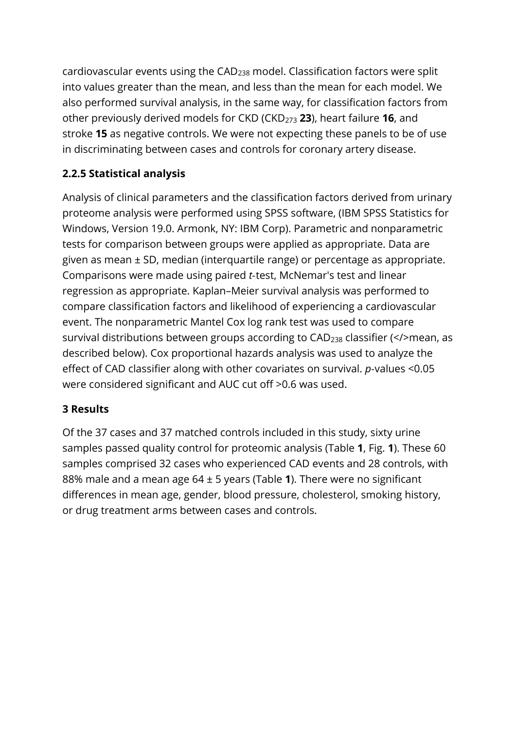cardiovascular events using the $CAD_{238}$ model. Classification factors were split into values greater than the mean, and less than the mean for each model. We also performed survival analysis, in the same way, for classification factors from other previously derived models for CKD ($CKD_{273}$ **23**), heart failure **16**, and stroke **15** as negative controls. We were not expecting these panels to be of use in discriminating between cases and controls for coronary artery disease.

### 2.2.5 Statistical analysis

Analysis of clinical parameters and the classification factors derived from urinary proteome analysis were performed using SPSS software, (IBM SPSS Statistics for Windows, Version 19.0. Armonk, NY: IBM Corp). Parametric and nonparametric tests for comparison between groups were applied as appropriate. Data are given as mean ± SD, median (interquartile range) or percentage as appropriate. Comparisons were made using paired *t*-test, McNemar's test and linear regression as appropriate. Kaplan–Meier survival analysis was performed to compare classification factors and likelihood of experiencing a cardiovascular event. The nonparametric Mantel Cox log rank test was used to compare survival distributions between groups according to $CAD_{238}$ classifier (</>mean, as described below). Cox proportional hazards analysis was used to analyze the effect of CAD classifier along with other covariates on survival. *p*-values <0.05 were considered significant and AUC cut off >0.6 was used.

## 3 Results

Of the 37 cases and 37 matched controls included in this study, sixty urine samples passed quality control for proteomic analysis (Table **1**, Fig. **1**). These 60 samples comprised 32 cases who experienced CAD events and 28 controls, with 88% male and a mean age 64 ± 5 years (Table **1**). There were no significant differences in mean age, gender, blood pressure, cholesterol, smoking history, or drug treatment arms between cases and controls.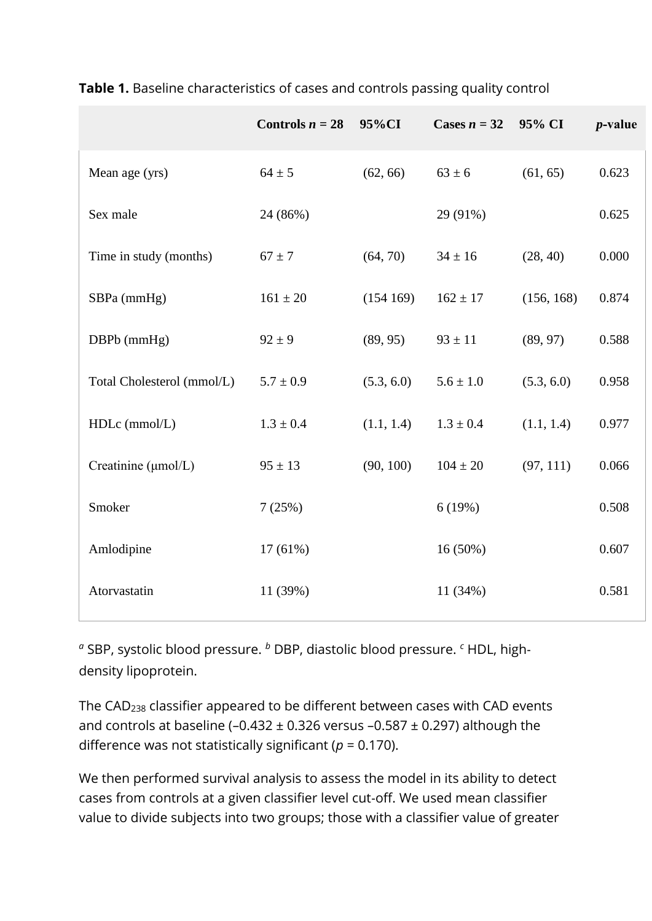**Table 1.** Baseline characteristics of cases and controls passing quality control

| | Controls *n* = 28 | 95%CI | Cases *n* = 32 | 95% CI | *p*-value |
|---|---|---|---|---|---|
| Mean age (yrs) | 64 ± 5 | (62, 66) | 63 ± 6 | (61, 65) | 0.623 |
| Sex male | 24 (86%) | | 29 (91%) | | 0.625 |
| Time in study (months) | 67 ± 7 | (64, 70) | 34 ± 16 | (28, 40) | 0.000 |
| SBPa (mmHg) | 161 ± 20 | (154 169) | 162 ± 17 | (156, 168) | 0.874 |
| DBPb (mmHg) | 92 ± 9 | (89, 95) | 93 ± 11 | (89, 97) | 0.588 |
| Total Cholesterol (mmol/L) | 5.7 ± 0.9 | (5.3, 6.0) | 5.6 ± 1.0 | (5.3, 6.0) | 0.958 |
| HDLc (mmol/L) | 1.3 ± 0.4 | (1.1, 1.4) | 1.3 ± 0.4 | (1.1, 1.4) | 0.977 |
| Creatinine (μmol/L) | 95 ± 13 | (90, 100) | 104 ± 20 | (97, 111) | 0.066 |
| Smoker | 7 (25%) | | 6 (19%) | | 0.508 |
| Amlodipine | 17 (61%) | | 16 (50%) | | 0.607 |
| Atorvastatin | 11 (39%) | | 11 (34%) | | 0.581 |

[a] SBP, systolic blood pressure. [b] DBP, diastolic blood pressure. [c] HDL, high-density lipoprotein.

The $CAD_{238}$ classifier appeared to be different between cases with CAD events and controls at baseline (–0.432 ± 0.326 versus –0.587 ± 0.297) although the difference was not statistically significant ($p = 0.170$).

We then performed survival analysis to assess the model in its ability to detect cases from controls at a given classifier level cut-off. We used mean classifier value to divide subjects into two groups; those with a classifier value of greater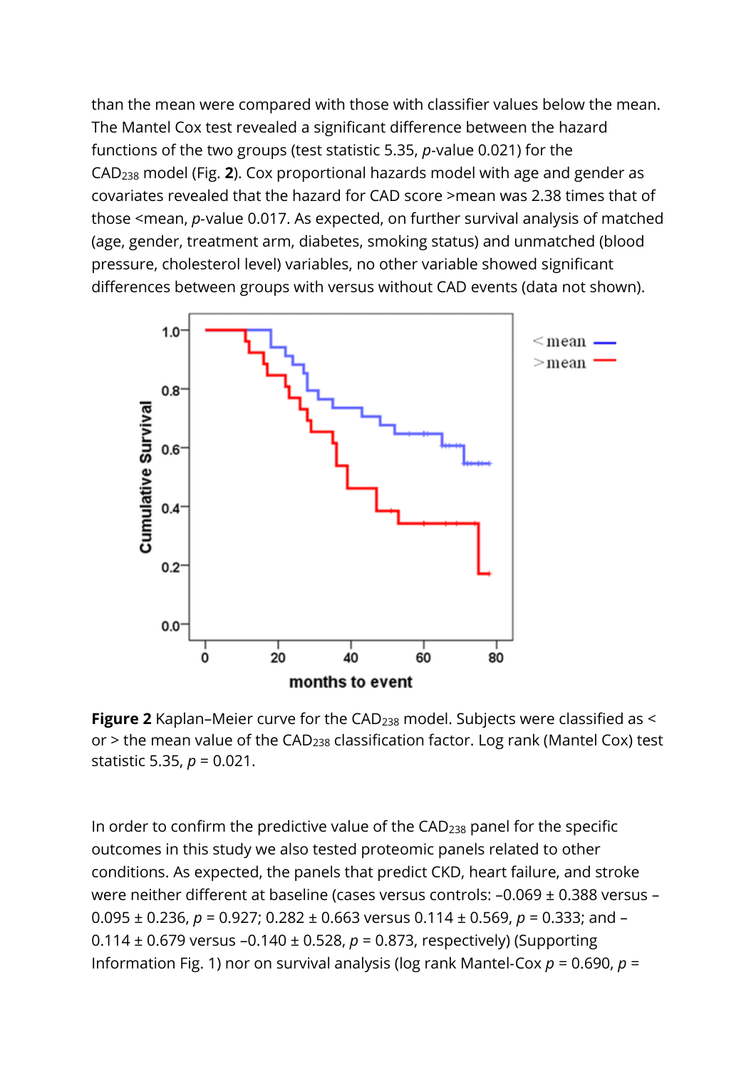than the mean were compared with those with classifier values below the mean. The Mantel Cox test revealed a significant difference between the hazard functions of the two groups (test statistic 5.35, $p$-value 0.021) for the $CAD_{238}$ model (Fig. **2**). Cox proportional hazards model with age and gender as covariates revealed that the hazard for CAD score >mean was 2.38 times that of those <mean, $p$-value 0.017. As expected, on further survival analysis of matched (age, gender, treatment arm, diabetes, smoking status) and unmatched (blood pressure, cholesterol level) variables, no other variable showed significant differences between groups with versus without CAD events (data not shown).

**Figure 2** Kaplan–Meier curve for the $CAD_{238}$ model. Subjects were classified as < or > the mean value of the $CAD_{238}$ classification factor. Log rank (Mantel Cox) test statistic 5.35, $p = 0.021$.

In order to confirm the predictive value of the $CAD_{238}$ panel for the specific outcomes in this study we also tested proteomic panels related to other conditions. As expected, the panels that predict CKD, heart failure, and stroke were neither different at baseline (cases versus controls: –0.069 ± 0.388 versus –0.095 ± 0.236, $p = 0.927$; 0.282 ± 0.663 versus 0.114 ± 0.569, $p = 0.333$; and –0.114 ± 0.679 versus –0.140 ± 0.528, $p = 0.873$, respectively) (Supporting Information Fig. 1) nor on survival analysis (log rank Mantel-Cox $p = 0.690$, $p =$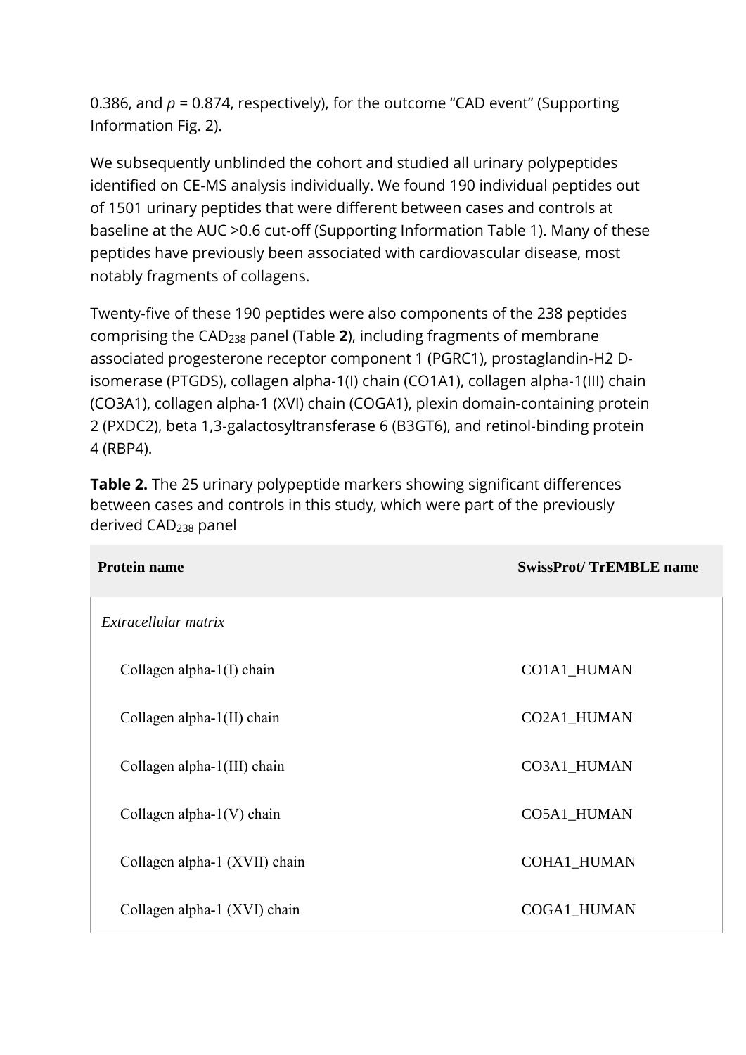0.386, and $p = 0.874$, respectively), for the outcome "CAD event" (Supporting Information Fig. 2).

We subsequently unblinded the cohort and studied all urinary polypeptides identified on CE-MS analysis individually. We found 190 individual peptides out of 1501 urinary peptides that were different between cases and controls at baseline at the AUC >0.6 cut-off (Supporting Information Table 1). Many of these peptides have previously been associated with cardiovascular disease, most notably fragments of collagens.

Twenty-five of these 190 peptides were also components of the 238 peptides comprising the $CAD_{238}$ panel (Table **2**), including fragments of membrane associated progesterone receptor component 1 (PGRC1), prostaglandin-H2 D-isomerase (PTGDS), collagen alpha-1(I) chain (CO1A1), collagen alpha-1(III) chain (CO3A1), collagen alpha-1 (XVI) chain (COGA1), plexin domain-containing protein 2 (PXDC2), beta 1,3-galactosyltransferase 6 (B3GT6), and retinol-binding protein 4 (RBP4).

**Table 2.** The 25 urinary polypeptide markers showing significant differences between cases and controls in this study, which were part of the previously derived $CAD_{238}$ panel

| **Protein name** | **SwissProt/ TrEMBLE name** |
|---|---|
| *Extracellular matrix* | |
| Collagen alpha-1(I) chain | CO1A1_HUMAN |
| Collagen alpha-1(II) chain | CO2A1_HUMAN |
| Collagen alpha-1(III) chain | CO3A1_HUMAN |
| Collagen alpha-1(V) chain | CO5A1_HUMAN |
| Collagen alpha-1 (XVII) chain | COHA1_HUMAN |
| Collagen alpha-1 (XVI) chain | COGA1_HUMAN |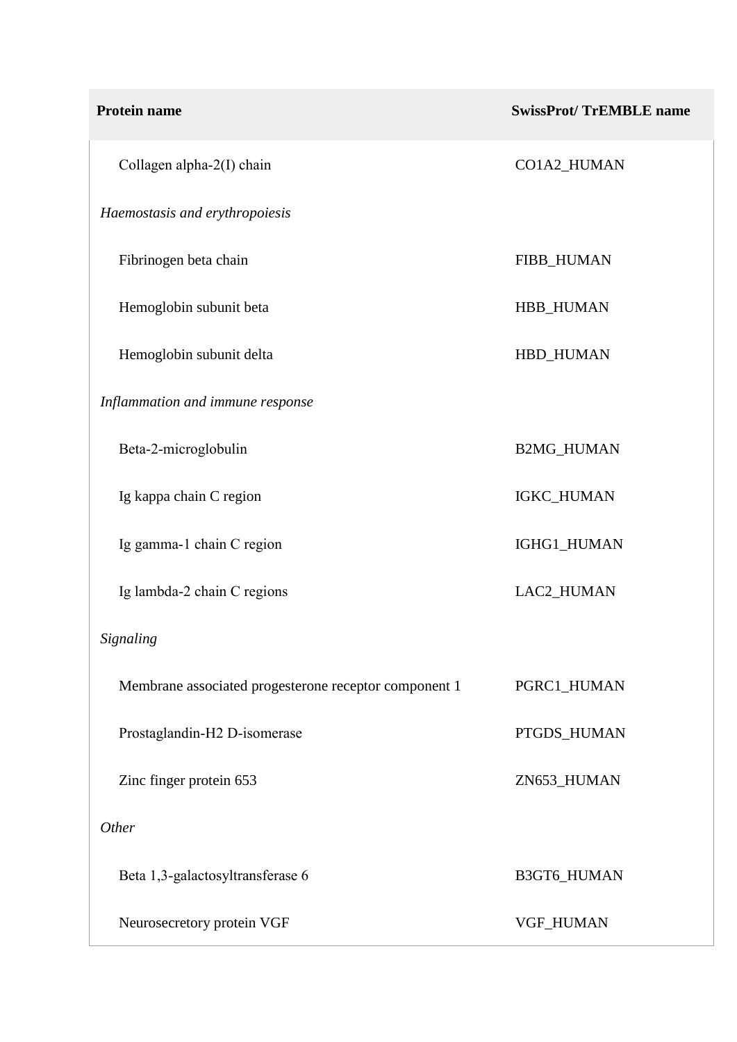| Protein name | SwissProt/ TrEMBLE name |
|---|---|
| Collagen alpha-2(I) chain | CO1A2_HUMAN |
| *Haemostasis and erythropoiesis* | |
| Fibrinogen beta chain | FIBB_HUMAN |
| Hemoglobin subunit beta | HBB_HUMAN |
| Hemoglobin subunit delta | HBD_HUMAN |
| *Inflammation and immune response* | |
| Beta-2-microglobulin | B2MG_HUMAN |
| Ig kappa chain C region | IGKC_HUMAN |
| Ig gamma-1 chain C region | IGHG1_HUMAN |
| Ig lambda-2 chain C regions | LAC2_HUMAN |
| *Signaling* | |
| Membrane associated progesterone receptor component 1 | PGRC1_HUMAN |
| Prostaglandin-H2 D-isomerase | PTGDS_HUMAN |
| Zinc finger protein 653 | ZN653_HUMAN |
| *Other* | |
| Beta 1,3-galactosyltransferase 6 | B3GT6_HUMAN |
| Neurosecretory protein VGF | VGF_HUMAN |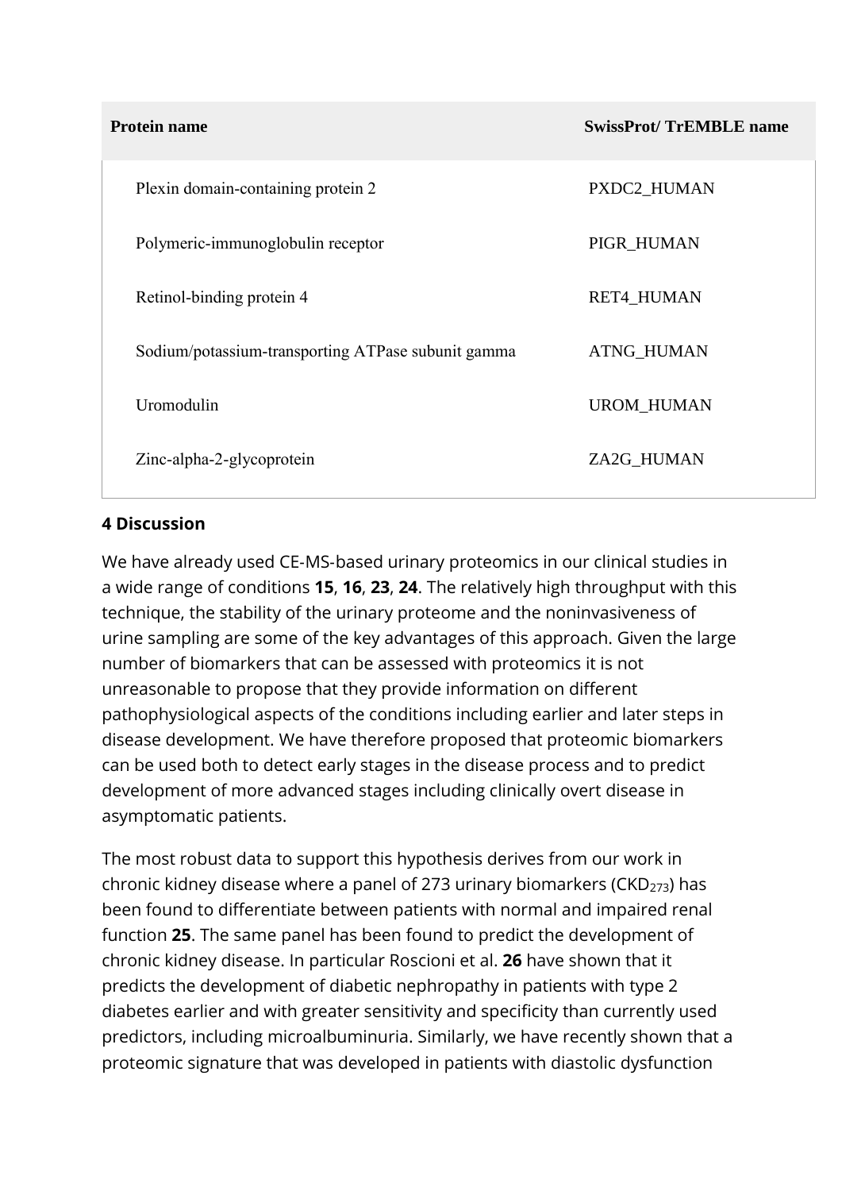| Protein name | SwissProt/ TrEMBLE name |
| --- | --- |
| Plexin domain-containing protein 2 | PXDC2_HUMAN |
| Polymeric-immunoglobulin receptor | PIGR_HUMAN |
| Retinol-binding protein 4 | RET4_HUMAN |
| Sodium/potassium-transporting ATPase subunit gamma | ATNG_HUMAN |
| Uromodulin | UROM_HUMAN |
| Zinc-alpha-2-glycoprotein | ZA2G_HUMAN |

## 4 Discussion

We have already used CE-MS-based urinary proteomics in our clinical studies in a wide range of conditions **15**, **16**, **23**, **24**. The relatively high throughput with this technique, the stability of the urinary proteome and the noninvasiveness of urine sampling are some of the key advantages of this approach. Given the large number of biomarkers that can be assessed with proteomics it is not unreasonable to propose that they provide information on different pathophysiological aspects of the conditions including earlier and later steps in disease development. We have therefore proposed that proteomic biomarkers can be used both to detect early stages in the disease process and to predict development of more advanced stages including clinically overt disease in asymptomatic patients.

The most robust data to support this hypothesis derives from our work in chronic kidney disease where a panel of 273 urinary biomarkers ($CKD_{273}$) has been found to differentiate between patients with normal and impaired renal function **25**. The same panel has been found to predict the development of chronic kidney disease. In particular Roscioni et al. **26** have shown that it predicts the development of diabetic nephropathy in patients with type 2 diabetes earlier and with greater sensitivity and specificity than currently used predictors, including microalbuminuria. Similarly, we have recently shown that a proteomic signature that was developed in patients with diastolic dysfunction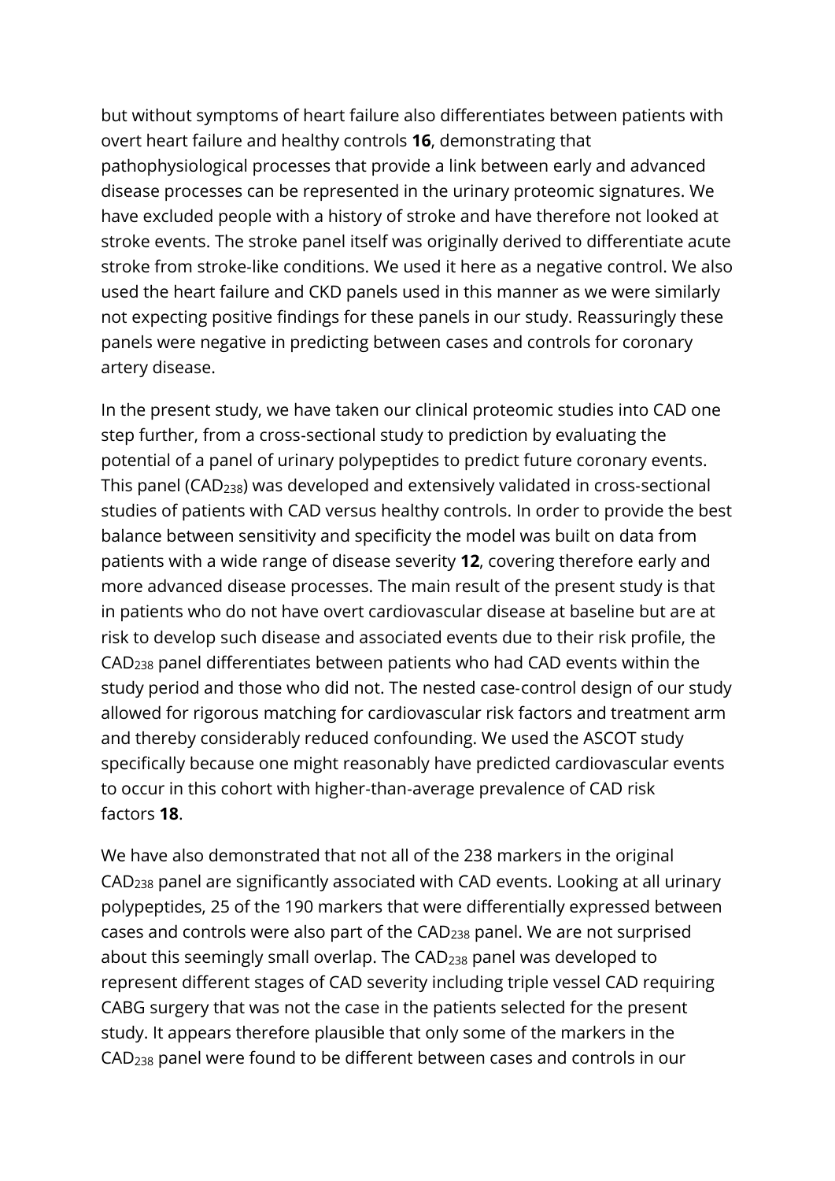but without symptoms of heart failure also differentiates between patients with overt heart failure and healthy controls **16**, demonstrating that pathophysiological processes that provide a link between early and advanced disease processes can be represented in the urinary proteomic signatures. We have excluded people with a history of stroke and have therefore not looked at stroke events. The stroke panel itself was originally derived to differentiate acute stroke from stroke-like conditions. We used it here as a negative control. We also used the heart failure and CKD panels used in this manner as we were similarly not expecting positive findings for these panels in our study. Reassuringly these panels were negative in predicting between cases and controls for coronary artery disease.

In the present study, we have taken our clinical proteomic studies into CAD one step further, from a cross-sectional study to prediction by evaluating the potential of a panel of urinary polypeptides to predict future coronary events. This panel ($CAD_{238}$) was developed and extensively validated in cross-sectional studies of patients with CAD versus healthy controls. In order to provide the best balance between sensitivity and specificity the model was built on data from patients with a wide range of disease severity **12**, covering therefore early and more advanced disease processes. The main result of the present study is that in patients who do not have overt cardiovascular disease at baseline but are at risk to develop such disease and associated events due to their risk profile, the $CAD_{238}$ panel differentiates between patients who had CAD events within the study period and those who did not. The nested case-control design of our study allowed for rigorous matching for cardiovascular risk factors and treatment arm and thereby considerably reduced confounding. We used the ASCOT study specifically because one might reasonably have predicted cardiovascular events to occur in this cohort with higher-than-average prevalence of CAD risk factors **18**.

We have also demonstrated that not all of the 238 markers in the original $CAD_{238}$ panel are significantly associated with CAD events. Looking at all urinary polypeptides, 25 of the 190 markers that were differentially expressed between cases and controls were also part of the $CAD_{238}$ panel. We are not surprised about this seemingly small overlap. The $CAD_{238}$ panel was developed to represent different stages of CAD severity including triple vessel CAD requiring CABG surgery that was not the case in the patients selected for the present study. It appears therefore plausible that only some of the markers in the $CAD_{238}$ panel were found to be different between cases and controls in our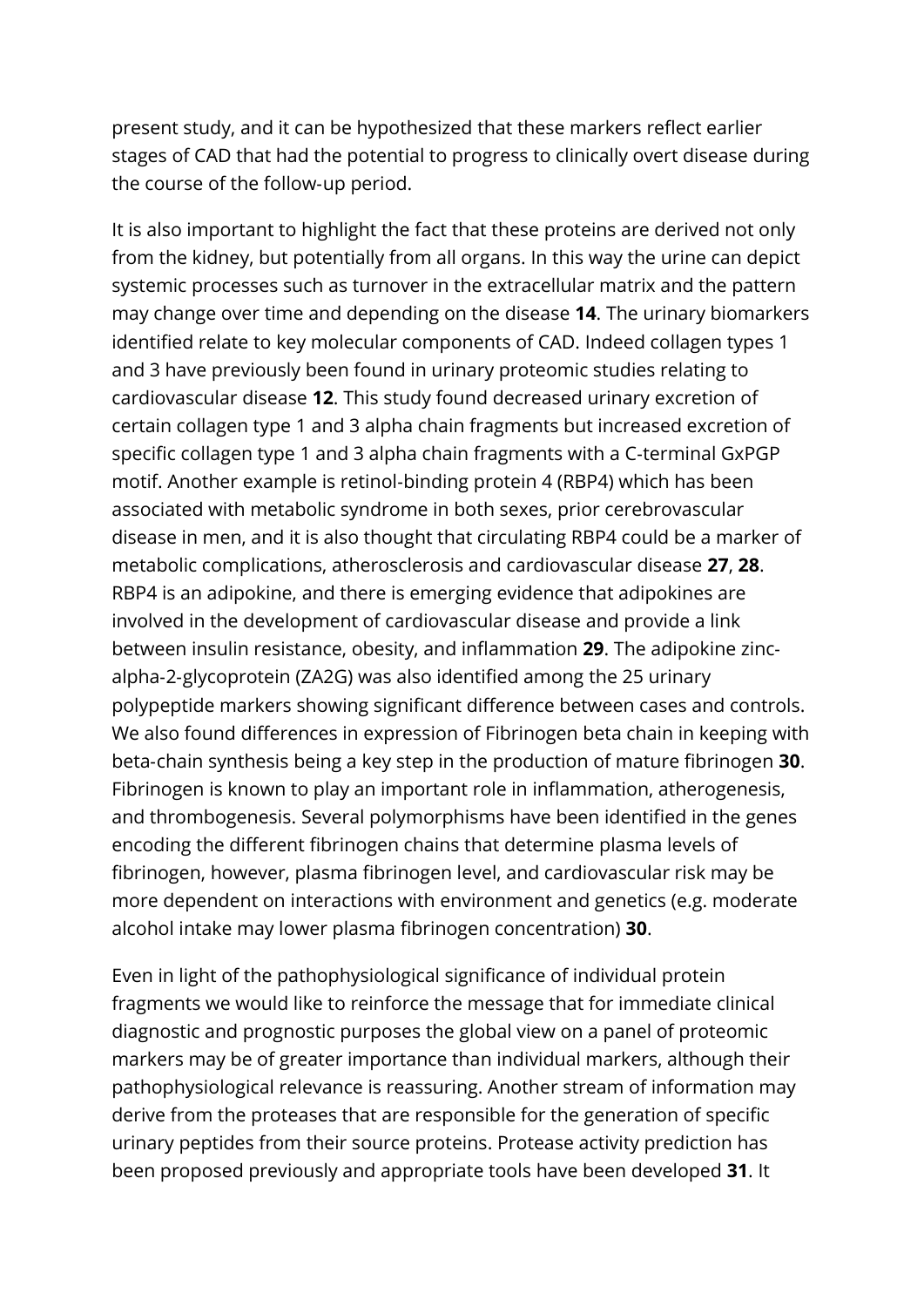present study, and it can be hypothesized that these markers reflect earlier stages of CAD that had the potential to progress to clinically overt disease during the course of the follow-up period.

It is also important to highlight the fact that these proteins are derived not only from the kidney, but potentially from all organs. In this way the urine can depict systemic processes such as turnover in the extracellular matrix and the pattern may change over time and depending on the disease **14**. The urinary biomarkers identified relate to key molecular components of CAD. Indeed collagen types 1 and 3 have previously been found in urinary proteomic studies relating to cardiovascular disease **12**. This study found decreased urinary excretion of certain collagen type 1 and 3 alpha chain fragments but increased excretion of specific collagen type 1 and 3 alpha chain fragments with a C-terminal GxPGP motif. Another example is retinol-binding protein 4 (RBP4) which has been associated with metabolic syndrome in both sexes, prior cerebrovascular disease in men, and it is also thought that circulating RBP4 could be a marker of metabolic complications, atherosclerosis and cardiovascular disease **27**, **28**. RBP4 is an adipokine, and there is emerging evidence that adipokines are involved in the development of cardiovascular disease and provide a link between insulin resistance, obesity, and inflammation **29**. The adipokine zinc-alpha-2-glycoprotein (ZA2G) was also identified among the 25 urinary polypeptide markers showing significant difference between cases and controls. We also found differences in expression of Fibrinogen beta chain in keeping with beta-chain synthesis being a key step in the production of mature fibrinogen **30**. Fibrinogen is known to play an important role in inflammation, atherogenesis, and thrombogenesis. Several polymorphisms have been identified in the genes encoding the different fibrinogen chains that determine plasma levels of fibrinogen, however, plasma fibrinogen level, and cardiovascular risk may be more dependent on interactions with environment and genetics (e.g. moderate alcohol intake may lower plasma fibrinogen concentration) **30**.

Even in light of the pathophysiological significance of individual protein fragments we would like to reinforce the message that for immediate clinical diagnostic and prognostic purposes the global view on a panel of proteomic markers may be of greater importance than individual markers, although their pathophysiological relevance is reassuring. Another stream of information may derive from the proteases that are responsible for the generation of specific urinary peptides from their source proteins. Protease activity prediction has been proposed previously and appropriate tools have been developed **31**. It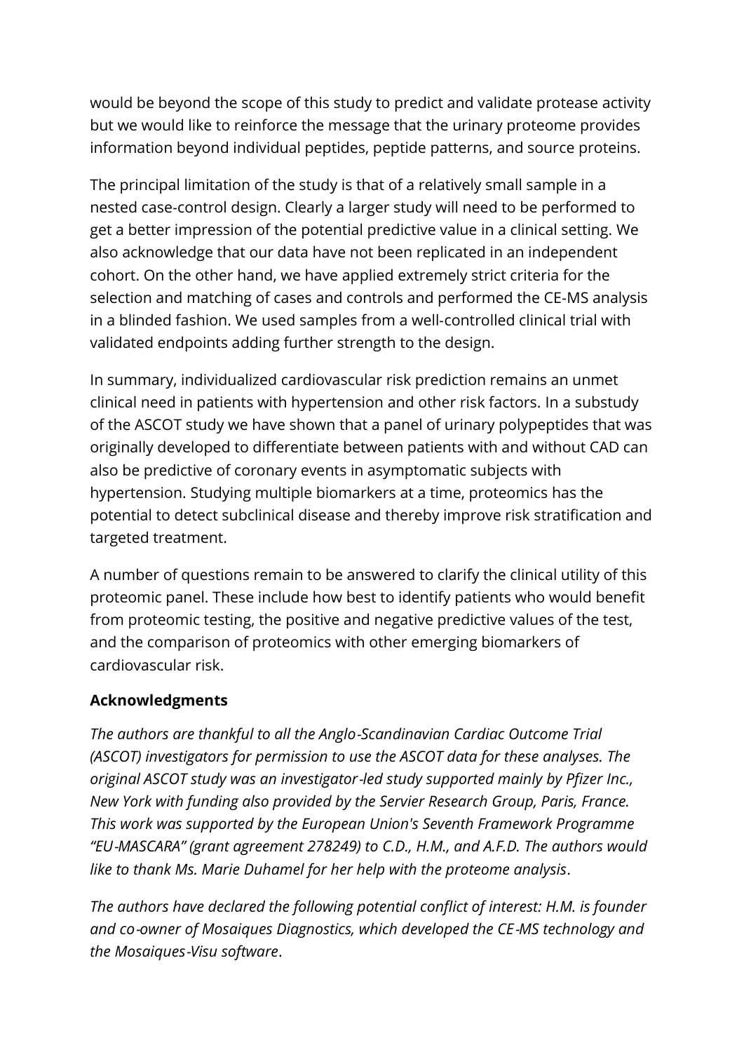would be beyond the scope of this study to predict and validate protease activity but we would like to reinforce the message that the urinary proteome provides information beyond individual peptides, peptide patterns, and source proteins.

The principal limitation of the study is that of a relatively small sample in a nested case-control design. Clearly a larger study will need to be performed to get a better impression of the potential predictive value in a clinical setting. We also acknowledge that our data have not been replicated in an independent cohort. On the other hand, we have applied extremely strict criteria for the selection and matching of cases and controls and performed the CE-MS analysis in a blinded fashion. We used samples from a well-controlled clinical trial with validated endpoints adding further strength to the design.

In summary, individualized cardiovascular risk prediction remains an unmet clinical need in patients with hypertension and other risk factors. In a substudy of the ASCOT study we have shown that a panel of urinary polypeptides that was originally developed to differentiate between patients with and without CAD can also be predictive of coronary events in asymptomatic subjects with hypertension. Studying multiple biomarkers at a time, proteomics has the potential to detect subclinical disease and thereby improve risk stratification and targeted treatment.

A number of questions remain to be answered to clarify the clinical utility of this proteomic panel. These include how best to identify patients who would benefit from proteomic testing, the positive and negative predictive values of the test, and the comparison of proteomics with other emerging biomarkers of cardiovascular risk.

## Acknowledgments

*The authors are thankful to all the Anglo-Scandinavian Cardiac Outcome Trial (ASCOT) investigators for permission to use the ASCOT data for these analyses. The original ASCOT study was an investigator-led study supported mainly by Pfizer Inc., New York with funding also provided by the Servier Research Group, Paris, France. This work was supported by the European Union's Seventh Framework Programme "EU-MASCARA" (grant agreement 278249) to C.D., H.M., and A.F.D. The authors would like to thank Ms. Marie Duhamel for her help with the proteome analysis*.

*The authors have declared the following potential conflict of interest: H.M. is founder and co-owner of Mosaiques Diagnostics, which developed the CE-MS technology and the Mosaiques-Visu software*.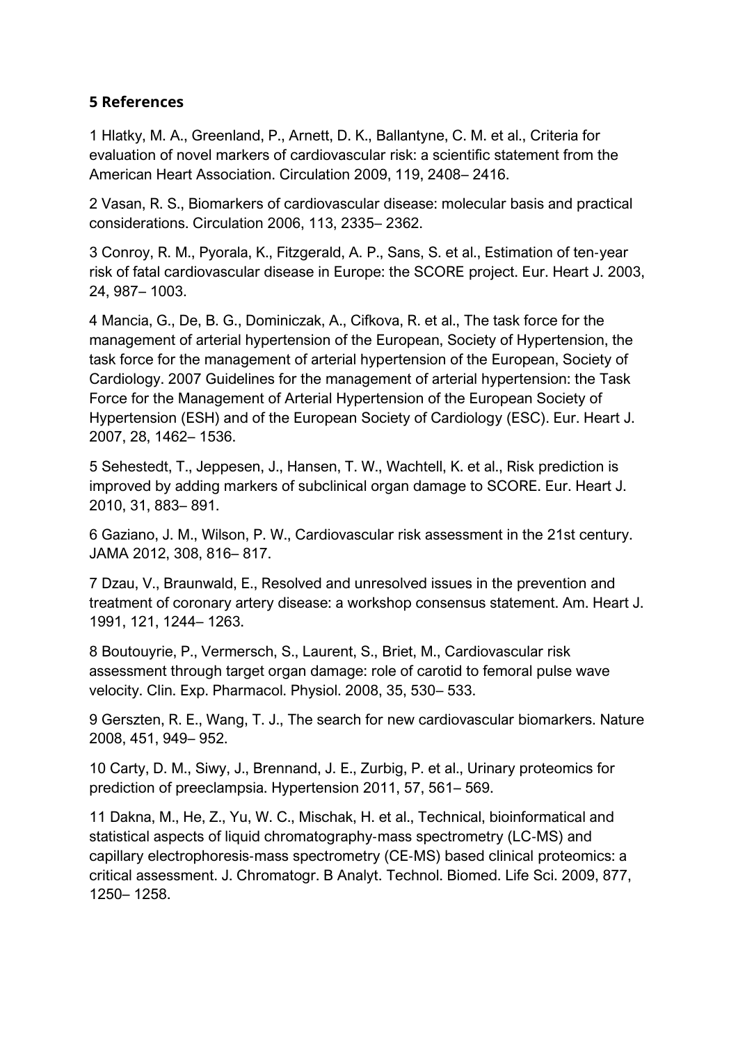## 5 References

1 Hlatky, M. A., Greenland, P., Arnett, D. K., Ballantyne, C. M. et al., Criteria for evaluation of novel markers of cardiovascular risk: a scientific statement from the American Heart Association. Circulation 2009, 119, 2408– 2416.

2 Vasan, R. S., Biomarkers of cardiovascular disease: molecular basis and practical considerations. Circulation 2006, 113, 2335– 2362.

3 Conroy, R. M., Pyorala, K., Fitzgerald, A. P., Sans, S. et al., Estimation of ten-year risk of fatal cardiovascular disease in Europe: the SCORE project. Eur. Heart J. 2003, 24, 987– 1003.

4 Mancia, G., De, B. G., Dominiczak, A., Cifkova, R. et al., The task force for the management of arterial hypertension of the European, Society of Hypertension, the task force for the management of arterial hypertension of the European, Society of Cardiology. 2007 Guidelines for the management of arterial hypertension: the Task Force for the Management of Arterial Hypertension of the European Society of Hypertension (ESH) and of the European Society of Cardiology (ESC). Eur. Heart J. 2007, 28, 1462– 1536.

5 Sehestedt, T., Jeppesen, J., Hansen, T. W., Wachtell, K. et al., Risk prediction is improved by adding markers of subclinical organ damage to SCORE. Eur. Heart J. 2010, 31, 883– 891.

6 Gaziano, J. M., Wilson, P. W., Cardiovascular risk assessment in the 21st century. JAMA 2012, 308, 816– 817.

7 Dzau, V., Braunwald, E., Resolved and unresolved issues in the prevention and treatment of coronary artery disease: a workshop consensus statement. Am. Heart J. 1991, 121, 1244– 1263.

8 Boutouyrie, P., Vermersch, S., Laurent, S., Briet, M., Cardiovascular risk assessment through target organ damage: role of carotid to femoral pulse wave velocity. Clin. Exp. Pharmacol. Physiol. 2008, 35, 530– 533.

9 Gerszten, R. E., Wang, T. J., The search for new cardiovascular biomarkers. Nature 2008, 451, 949– 952.

10 Carty, D. M., Siwy, J., Brennand, J. E., Zurbig, P. et al., Urinary proteomics for prediction of preeclampsia. Hypertension 2011, 57, 561– 569.

11 Dakna, M., He, Z., Yu, W. C., Mischak, H. et al., Technical, bioinformatical and statistical aspects of liquid chromatography-mass spectrometry (LC-MS) and capillary electrophoresis-mass spectrometry (CE-MS) based clinical proteomics: a critical assessment. J. Chromatogr. B Analyt. Technol. Biomed. Life Sci. 2009, 877, 1250– 1258.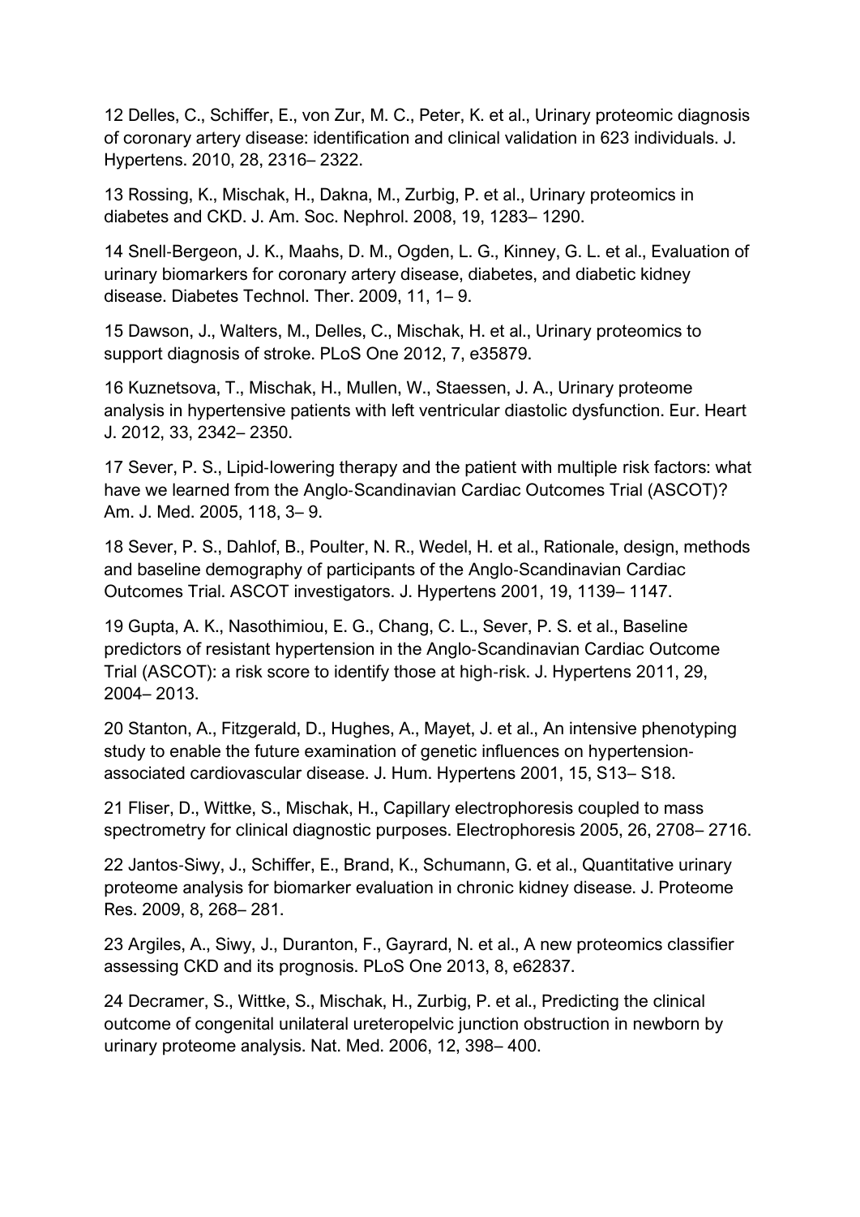12 Delles, C., Schiffer, E., von Zur, M. C., Peter, K. et al., Urinary proteomic diagnosis of coronary artery disease: identification and clinical validation in 623 individuals. J. Hypertens. 2010, 28, 2316– 2322.

13 Rossing, K., Mischak, H., Dakna, M., Zurbig, P. et al., Urinary proteomics in diabetes and CKD. J. Am. Soc. Nephrol. 2008, 19, 1283– 1290.

14 Snell-Bergeon, J. K., Maahs, D. M., Ogden, L. G., Kinney, G. L. et al., Evaluation of urinary biomarkers for coronary artery disease, diabetes, and diabetic kidney disease. Diabetes Technol. Ther. 2009, 11, 1– 9.

15 Dawson, J., Walters, M., Delles, C., Mischak, H. et al., Urinary proteomics to support diagnosis of stroke. PLoS One 2012, 7, e35879.

16 Kuznetsova, T., Mischak, H., Mullen, W., Staessen, J. A., Urinary proteome analysis in hypertensive patients with left ventricular diastolic dysfunction. Eur. Heart J. 2012, 33, 2342– 2350.

17 Sever, P. S., Lipid-lowering therapy and the patient with multiple risk factors: what have we learned from the Anglo-Scandinavian Cardiac Outcomes Trial (ASCOT)? Am. J. Med. 2005, 118, 3– 9.

18 Sever, P. S., Dahlof, B., Poulter, N. R., Wedel, H. et al., Rationale, design, methods and baseline demography of participants of the Anglo-Scandinavian Cardiac Outcomes Trial. ASCOT investigators. J. Hypertens 2001, 19, 1139– 1147.

19 Gupta, A. K., Nasothimiou, E. G., Chang, C. L., Sever, P. S. et al., Baseline predictors of resistant hypertension in the Anglo-Scandinavian Cardiac Outcome Trial (ASCOT): a risk score to identify those at high-risk. J. Hypertens 2011, 29, 2004– 2013.

20 Stanton, A., Fitzgerald, D., Hughes, A., Mayet, J. et al., An intensive phenotyping study to enable the future examination of genetic influences on hypertension-associated cardiovascular disease. J. Hum. Hypertens 2001, 15, S13– S18.

21 Fliser, D., Wittke, S., Mischak, H., Capillary electrophoresis coupled to mass spectrometry for clinical diagnostic purposes. Electrophoresis 2005, 26, 2708– 2716.

22 Jantos-Siwy, J., Schiffer, E., Brand, K., Schumann, G. et al., Quantitative urinary proteome analysis for biomarker evaluation in chronic kidney disease. J. Proteome Res. 2009, 8, 268– 281.

23 Argiles, A., Siwy, J., Duranton, F., Gayrard, N. et al., A new proteomics classifier assessing CKD and its prognosis. PLoS One 2013, 8, e62837.

24 Decramer, S., Wittke, S., Mischak, H., Zurbig, P. et al., Predicting the clinical outcome of congenital unilateral ureteropelvic junction obstruction in newborn by urinary proteome analysis. Nat. Med. 2006, 12, 398– 400.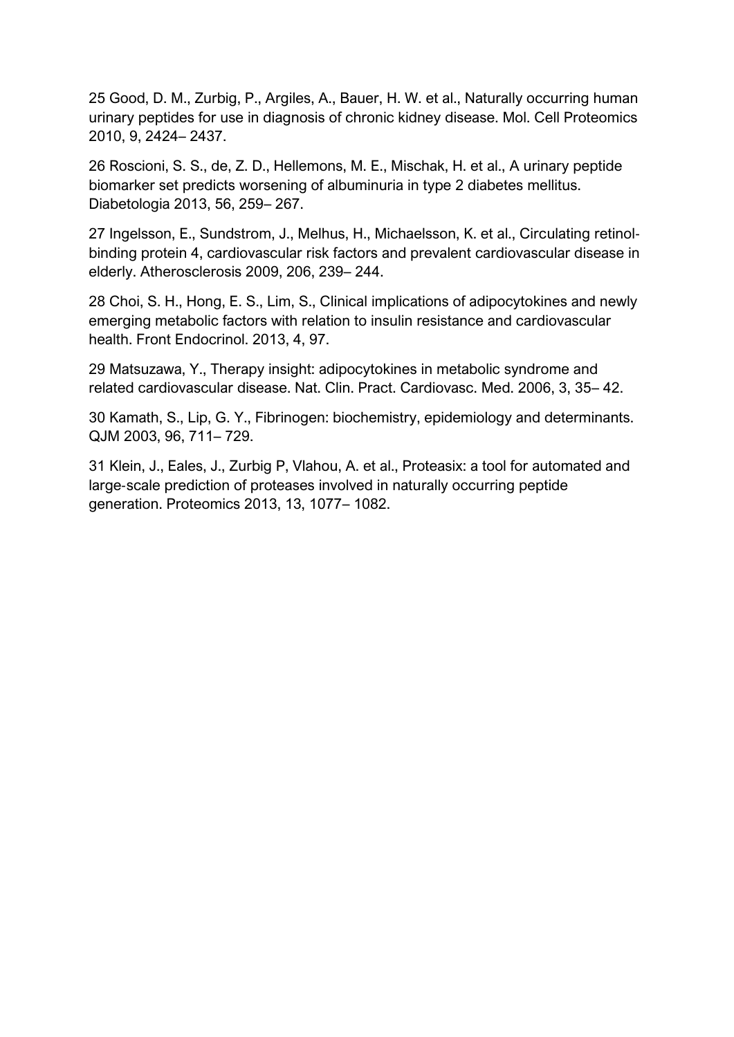25 Good, D. M., Zurbig, P., Argiles, A., Bauer, H. W. et al., Naturally occurring human urinary peptides for use in diagnosis of chronic kidney disease. Mol. Cell Proteomics 2010, 9, 2424– 2437.

26 Roscioni, S. S., de, Z. D., Hellemons, M. E., Mischak, H. et al., A urinary peptide biomarker set predicts worsening of albuminuria in type 2 diabetes mellitus. Diabetologia 2013, 56, 259– 267.

27 Ingelsson, E., Sundstrom, J., Melhus, H., Michaelsson, K. et al., Circulating retinol-binding protein 4, cardiovascular risk factors and prevalent cardiovascular disease in elderly. Atherosclerosis 2009, 206, 239– 244.

28 Choi, S. H., Hong, E. S., Lim, S., Clinical implications of adipocytokines and newly emerging metabolic factors with relation to insulin resistance and cardiovascular health. Front Endocrinol. 2013, 4, 97.

29 Matsuzawa, Y., Therapy insight: adipocytokines in metabolic syndrome and related cardiovascular disease. Nat. Clin. Pract. Cardiovasc. Med. 2006, 3, 35– 42.

30 Kamath, S., Lip, G. Y., Fibrinogen: biochemistry, epidemiology and determinants. QJM 2003, 96, 711– 729.

31 Klein, J., Eales, J., Zurbig P, Vlahou, A. et al., Proteasix: a tool for automated and large-scale prediction of proteases involved in naturally occurring peptide generation. Proteomics 2013, 13, 1077– 1082.